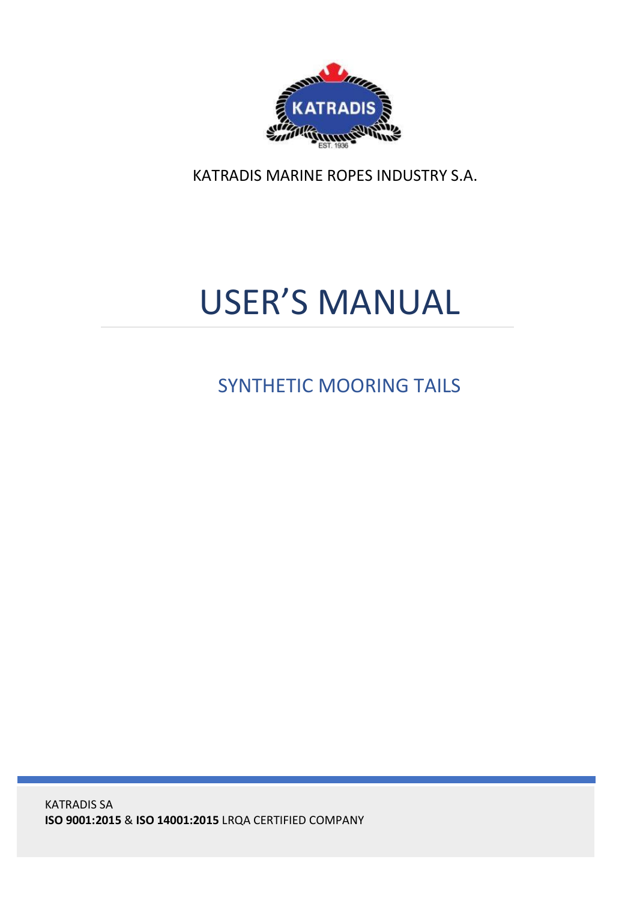KATRADIS MARINE ROPES INDUSTRY S.A.

# USER'S MANUAL

## SYNTHETIC MOORING TAILS

KATRADIS SA
**ISO 9001:2015** & **ISO 14001:2015** LRQA CERTIFIED COMPANY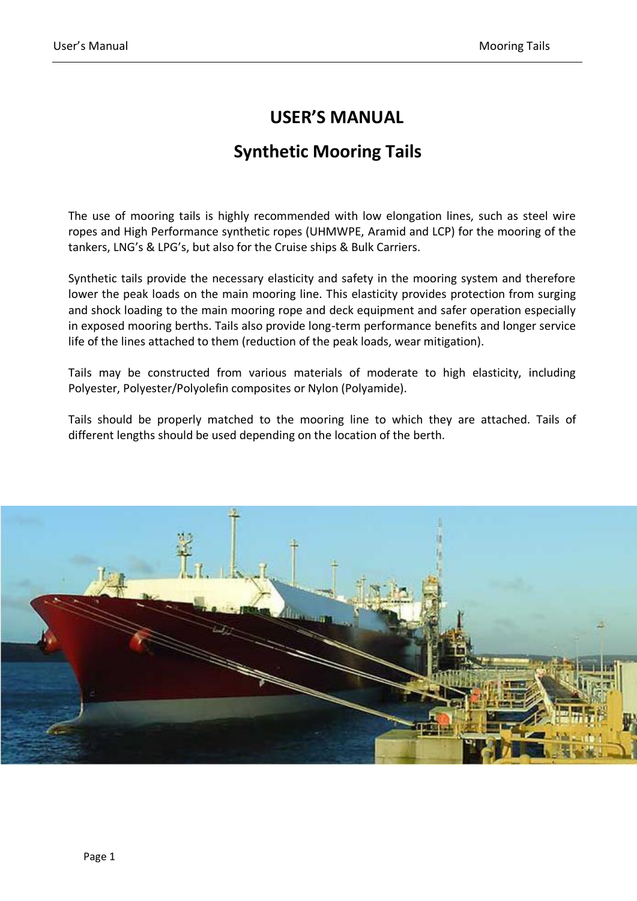# USER'S MANUAL

## Synthetic Mooring Tails

The use of mooring tails is highly recommended with low elongation lines, such as steel wire ropes and High Performance synthetic ropes (UHMWPE, Aramid and LCP) for the mooring of the tankers, LNG's & LPG's, but also for the Cruise ships & Bulk Carriers.

Synthetic tails provide the necessary elasticity and safety in the mooring system and therefore lower the peak loads on the main mooring line. This elasticity provides protection from surging and shock loading to the main mooring rope and deck equipment and safer operation especially in exposed mooring berths. Tails also provide long-term performance benefits and longer service life of the lines attached to them (reduction of the peak loads, wear mitigation).

Tails may be constructed from various materials of moderate to high elasticity, including Polyester, Polyester/Polyolefin composites or Nylon (Polyamide).

Tails should be properly matched to the mooring line to which they are attached. Tails of different lengths should be used depending on the location of the berth.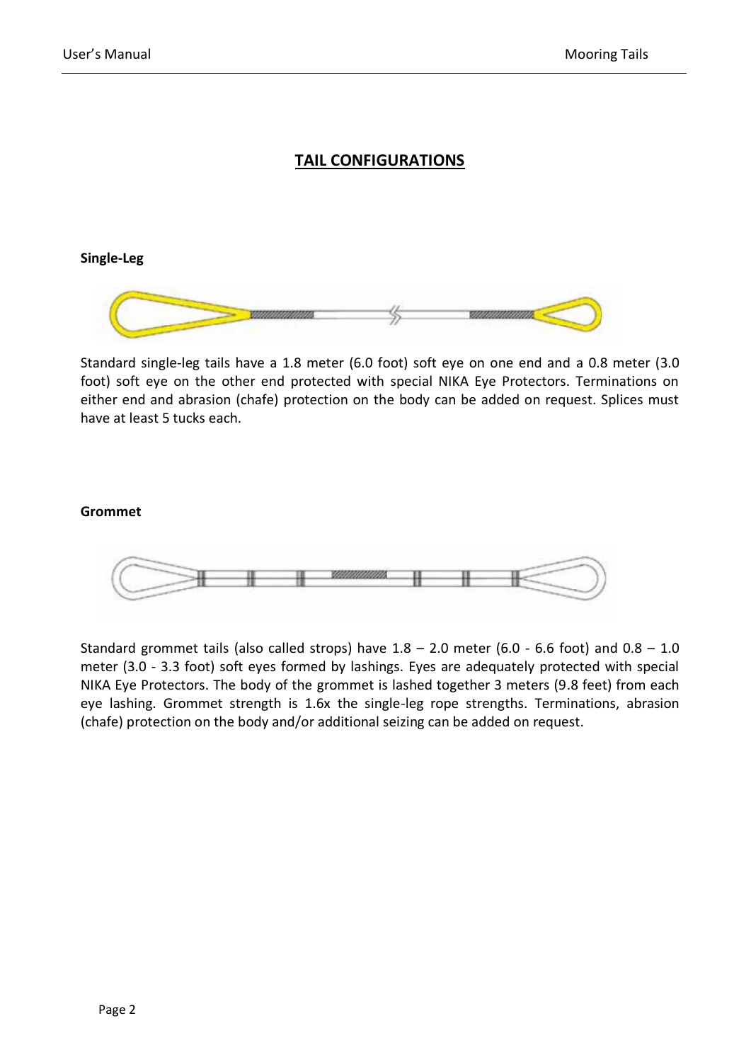## TAIL CONFIGURATIONS

### Single-Leg

Standard single-leg tails have a 1.8 meter (6.0 foot) soft eye on one end and a 0.8 meter (3.0 foot) soft eye on the other end protected with special NIKA Eye Protectors. Terminations on either end and abrasion (chafe) protection on the body can be added on request. Splices must have at least 5 tucks each.

### Grommet

Standard grommet tails (also called strops) have 1.8 – 2.0 meter (6.0 - 6.6 foot) and 0.8 – 1.0 meter (3.0 - 3.3 foot) soft eyes formed by lashings. Eyes are adequately protected with special NIKA Eye Protectors. The body of the grommet is lashed together 3 meters (9.8 feet) from each eye lashing. Grommet strength is 1.6x the single-leg rope strengths. Terminations, abrasion (chafe) protection on the body and/or additional seizing can be added on request.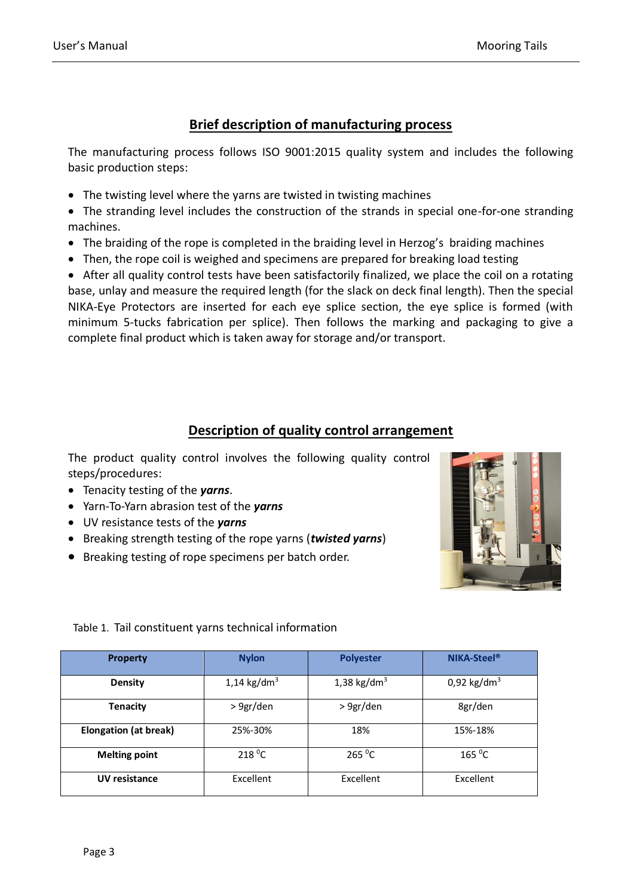## Brief description of manufacturing process

The manufacturing process follows ISO 9001:2015 quality system and includes the following basic production steps:

- The twisting level where the yarns are twisted in twisting machines
- The stranding level includes the construction of the strands in special one-for-one stranding machines.
- The braiding of the rope is completed in the braiding level in Herzog's braiding machines
- Then, the rope coil is weighed and specimens are prepared for breaking load testing
- After all quality control tests have been satisfactorily finalized, we place the coil on a rotating base, unlay and measure the required length (for the slack on deck final length). Then the special NIKA-Eye Protectors are inserted for each eye splice section, the eye splice is formed (with minimum 5-tucks fabrication per splice). Then follows the marking and packaging to give a complete final product which is taken away for storage and/or transport.

## Description of quality control arrangement

The product quality control involves the following quality control steps/procedures:

- Tenacity testing of the ***yarns***.
- Yarn-To-Yarn abrasion test of the ***yarns***
- UV resistance tests of the ***yarns***
- Breaking strength testing of the rope yarns (***twisted yarns***)
- Breaking testing of rope specimens per batch order.

Table 1. Tail constituent yarns technical information

| Property | Nylon | Polyester | NIKA-Steel® |
|---|---|---|---|
| **Density** | 1,14 kg/dm$^3$ | 1,38 kg/dm$^3$ | 0,92 kg/dm$^3$ |
| **Tenacity** | > 9gr/den | > 9gr/den | 8gr/den |
| **Elongation (at break)** | 25%-30% | 18% | 15%-18% |
| **Melting point** | 218 $^0$C | 265 $^0$C | 165 $^0$C |
| **UV resistance** | Excellent | Excellent | Excellent |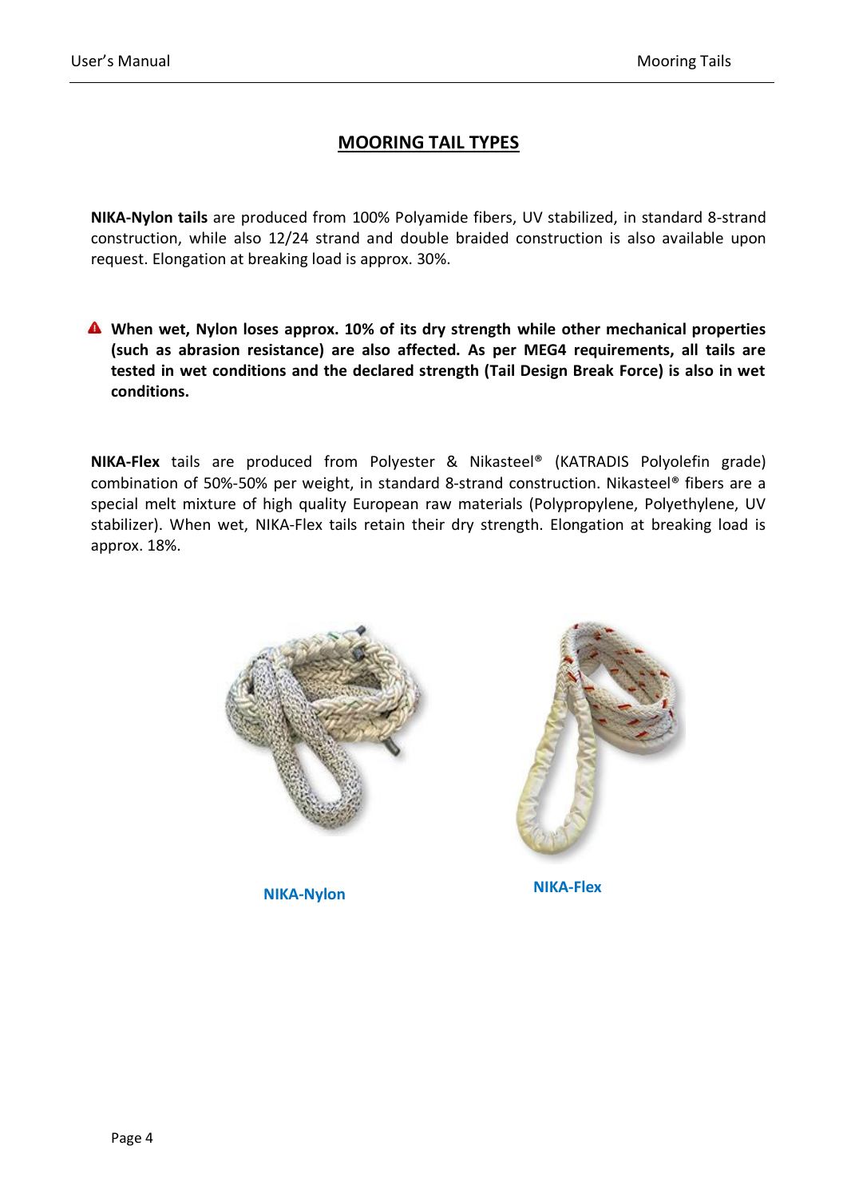## MOORING TAIL TYPES

**NIKA-Nylon tails** are produced from 100% Polyamide fibers, UV stabilized, in standard 8-strand construction, while also 12/24 strand and double braided construction is also available upon request. Elongation at breaking load is approx. 30%.

⚠ **When wet, Nylon loses approx. 10% of its dry strength while other mechanical properties (such as abrasion resistance) are also affected. As per MEG4 requirements, all tails are tested in wet conditions and the declared strength (Tail Design Break Force) is also in wet conditions.**

**NIKA-Flex** tails are produced from Polyester & Nikasteel® (KATRADIS Polyolefin grade) combination of 50%-50% per weight, in standard 8-strand construction. Nikasteel® fibers are a special melt mixture of high quality European raw materials (Polypropylene, Polyethylene, UV stabilizer). When wet, NIKA-Flex tails retain their dry strength. Elongation at breaking load is approx. 18%.

NIKA-Nylon

NIKA-Flex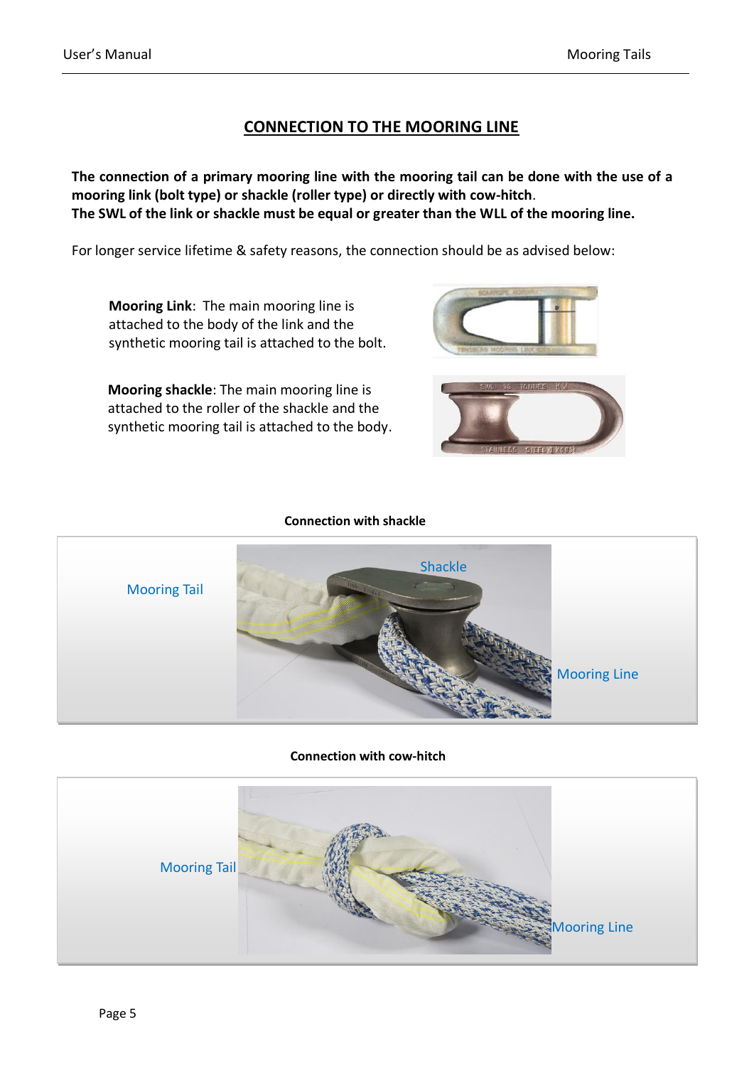## CONNECTION TO THE MOORING LINE

**The connection of a primary mooring line with the mooring tail can be done with the use of a mooring link (bolt type) or shackle (roller type) or directly with cow-hitch.**
**The SWL of the link or shackle must be equal or greater than the WLL of the mooring line.**

For longer service lifetime & safety reasons, the connection should be as advised below:

**Mooring Link**: The main mooring line is attached to the body of the link and the synthetic mooring tail is attached to the bolt.

**Mooring shackle**: The main mooring line is attached to the roller of the shackle and the synthetic mooring tail is attached to the body.

**Connection with shackle**

Mooring Tail

Shackle

Mooring Line

**Connection with cow-hitch**

Mooring Tail

Mooring Line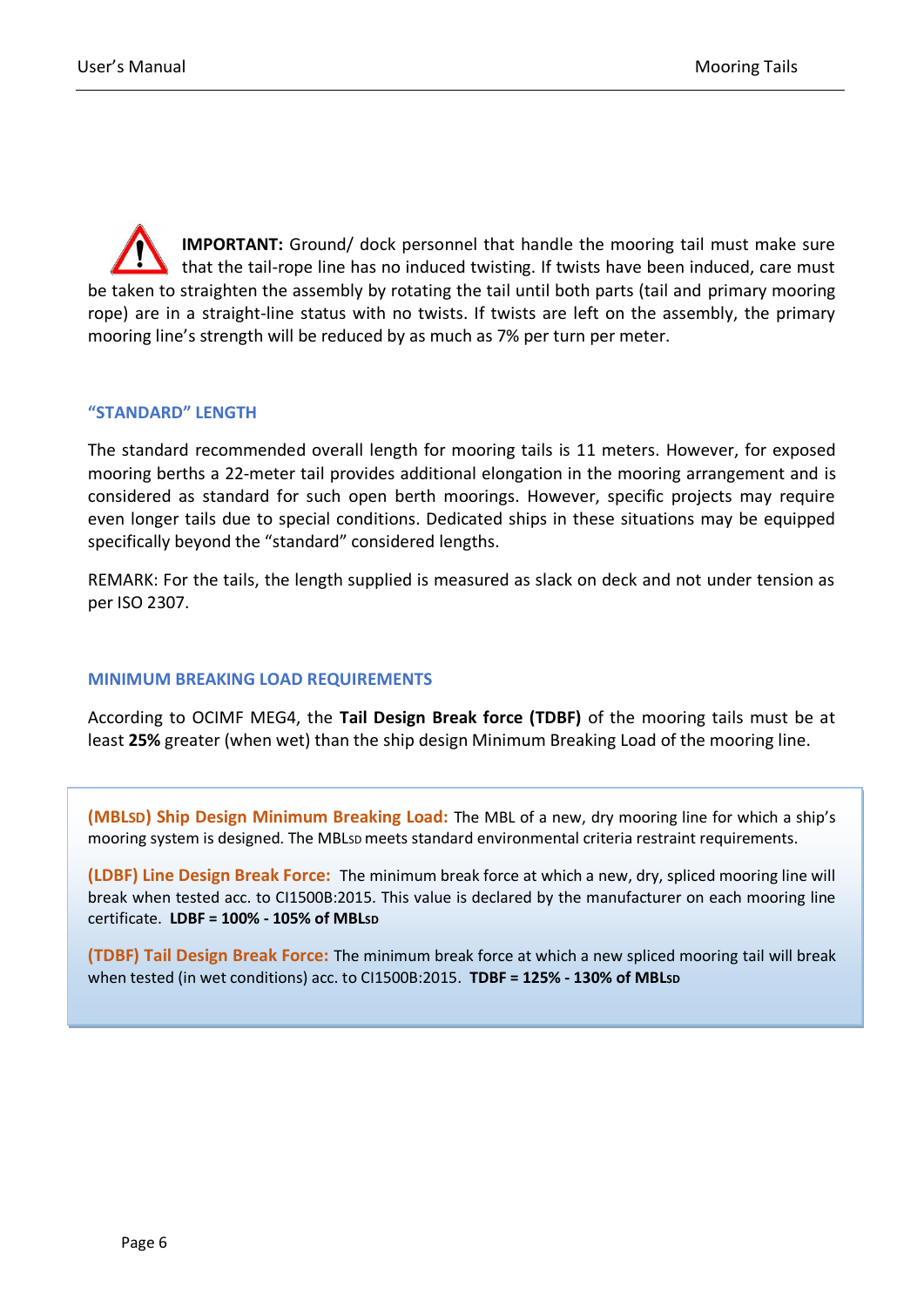**IMPORTANT:** Ground/ dock personnel that handle the mooring tail must make sure that the tail-rope line has no induced twisting. If twists have been induced, care must be taken to straighten the assembly by rotating the tail until both parts (tail and primary mooring rope) are in a straight-line status with no twists. If twists are left on the assembly, the primary mooring line's strength will be reduced by as much as 7% per turn per meter.

### "STANDARD" LENGTH

The standard recommended overall length for mooring tails is 11 meters. However, for exposed mooring berths a 22-meter tail provides additional elongation in the mooring arrangement and is considered as standard for such open berth moorings. However, specific projects may require even longer tails due to special conditions. Dedicated ships in these situations may be equipped specifically beyond the "standard" considered lengths.

REMARK: For the tails, the length supplied is measured as slack on deck and not under tension as per ISO 2307.

### MINIMUM BREAKING LOAD REQUIREMENTS

According to OCIMF MEG4, the **Tail Design Break force (TDBF)** of the mooring tails must be at least **25%** greater (when wet) than the ship design Minimum Breaking Load of the mooring line.

**($MBL_{SD}$) Ship Design Minimum Breaking Load:** The MBL of a new, dry mooring line for which a ship's mooring system is designed. The $MBL_{SD}$ meets standard environmental criteria restraint requirements.

**(LDBF) Line Design Break Force:** The minimum break force at which a new, dry, spliced mooring line will break when tested acc. to CI1500B:2015. This value is declared by the manufacturer on each mooring line certificate. **LDBF = 100% - 105% of $MBL_{SD}$**

**(TDBF) Tail Design Break Force:** The minimum break force at which a new spliced mooring tail will break when tested (in wet conditions) acc. to CI1500B:2015. **TDBF = 125% - 130% of $MBL_{SD}$**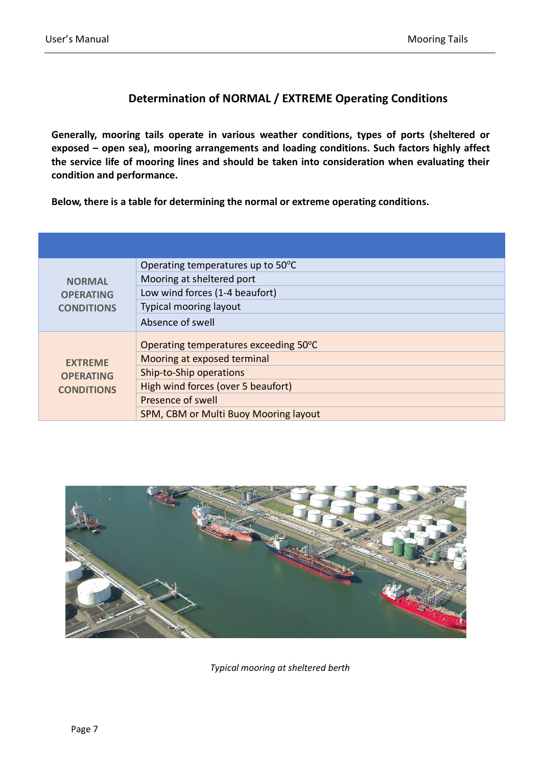## Determination of NORMAL / EXTREME Operating Conditions

**Generally, mooring tails operate in various weather conditions, types of ports (sheltered or exposed – open sea), mooring arrangements and loading conditions. Such factors highly affect the service life of mooring lines and should be taken into consideration when evaluating their condition and performance.**

**Below, there is a table for determining the normal or extreme operating conditions.**

| | |
|---|---|
| **NORMAL OPERATING CONDITIONS** | Operating temperatures up to 50°C |
| | Mooring at sheltered port |
| | Low wind forces (1-4 beaufort) |
| | Typical mooring layout |
| | Absence of swell |
| **EXTREME OPERATING CONDITIONS** | Operating temperatures exceeding 50°C |
| | Mooring at exposed terminal |
| | Ship-to-Ship operations |
| | High wind forces (over 5 beaufort) |
| | Presence of swell |
| | SPM, CBM or Multi Buoy Mooring layout |

*Typical mooring at sheltered berth*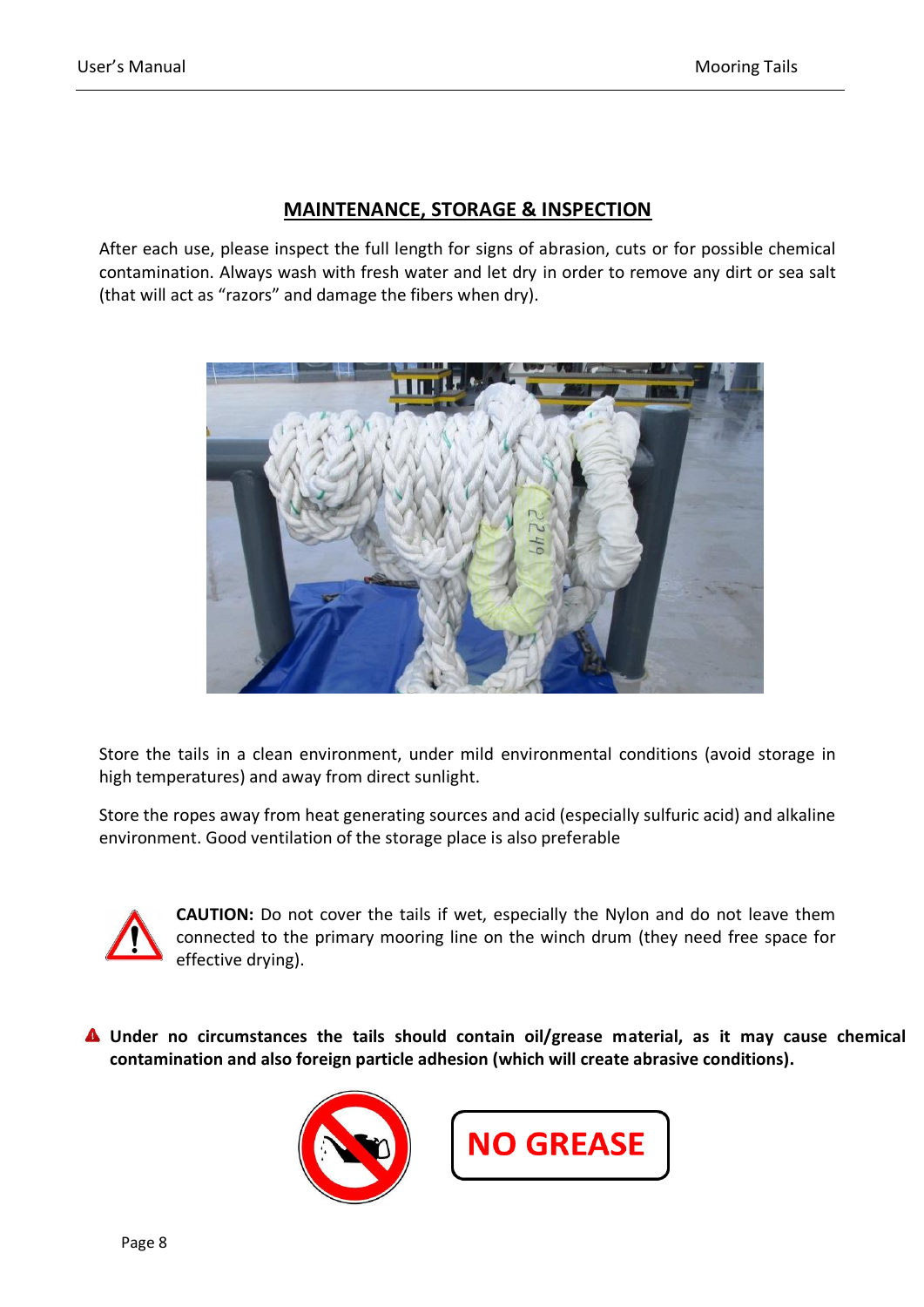## MAINTENANCE, STORAGE & INSPECTION

After each use, please inspect the full length for signs of abrasion, cuts or for possible chemical contamination. Always wash with fresh water and let dry in order to remove any dirt or sea salt (that will act as "razors" and damage the fibers when dry).

Store the tails in a clean environment, under mild environmental conditions (avoid storage in high temperatures) and away from direct sunlight.

Store the ropes away from heat generating sources and acid (especially sulfuric acid) and alkaline environment. Good ventilation of the storage place is also preferable

**CAUTION:** Do not cover the tails if wet, especially the Nylon and do not leave them connected to the primary mooring line on the winch drum (they need free space for effective drying).

**Under no circumstances the tails should contain oil/grease material, as it may cause chemical contamination and also foreign particle adhesion (which will create abrasive conditions).**

**NO GREASE**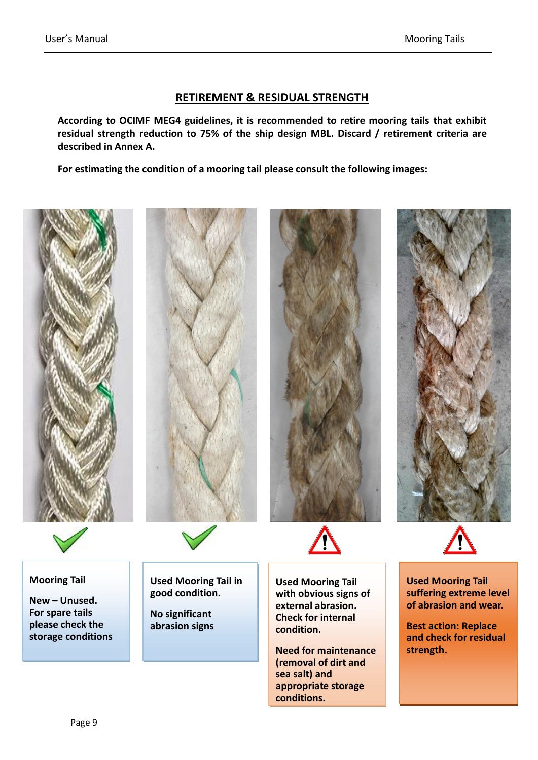## RETIREMENT & RESIDUAL STRENGTH

**According to OCIMF MEG4 guidelines, it is recommended to retire mooring tails that exhibit residual strength reduction to 75% of the ship design MBL. Discard / retirement criteria are described in Annex A.**

**For estimating the condition of a mooring tail please consult the following images:**

**Mooring Tail**

**New – Unused. For spare tails please check the storage conditions**

**Used Mooring Tail in good condition.**

**No significant abrasion signs**

**Used Mooring Tail with obvious signs of external abrasion. Check for internal condition.**

**Need for maintenance (removal of dirt and sea salt) and appropriate storage conditions.**

**Used Mooring Tail suffering extreme level of abrasion and wear.**

**Best action: Replace and check for residual strength.**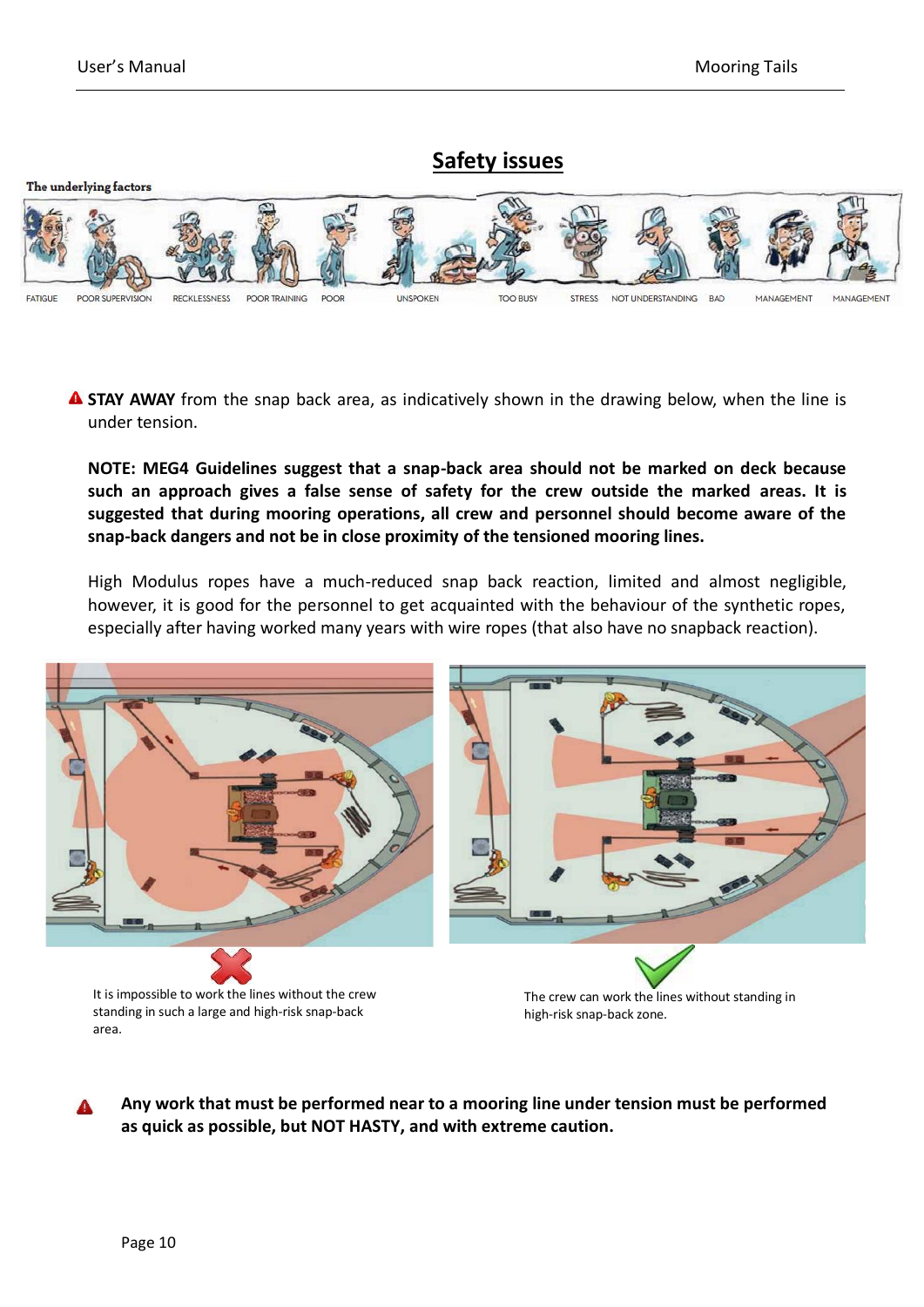## Safety issues

The underlying factors

FATIGUE POOR SUPERVISION RECKLESSNESS POOR TRAINING POOR UNSPOKEN TOO BUSY STRESS NOT UNDERSTANDING BAD MANAGEMENT MANAGEMENT

⚠ **STAY AWAY** from the snap back area, as indicatively shown in the drawing below, when the line is under tension.

**NOTE: MEG4 Guidelines suggest that a snap-back area should not be marked on deck because such an approach gives a false sense of safety for the crew outside the marked areas. It is suggested that during mooring operations, all crew and personnel should become aware of the snap-back dangers and not be in close proximity of the tensioned mooring lines.**

High Modulus ropes have a much-reduced snap back reaction, limited and almost negligible, however, it is good for the personnel to get acquainted with the behaviour of the synthetic ropes, especially after having worked many years with wire ropes (that also have no snapback reaction).

It is impossible to work the lines without the crew standing in such a large and high-risk snap-back area.

The crew can work the lines without standing in high-risk snap-back zone.

⚠ **Any work that must be performed near to a mooring line under tension must be performed as quick as possible, but NOT HASTY, and with extreme caution.**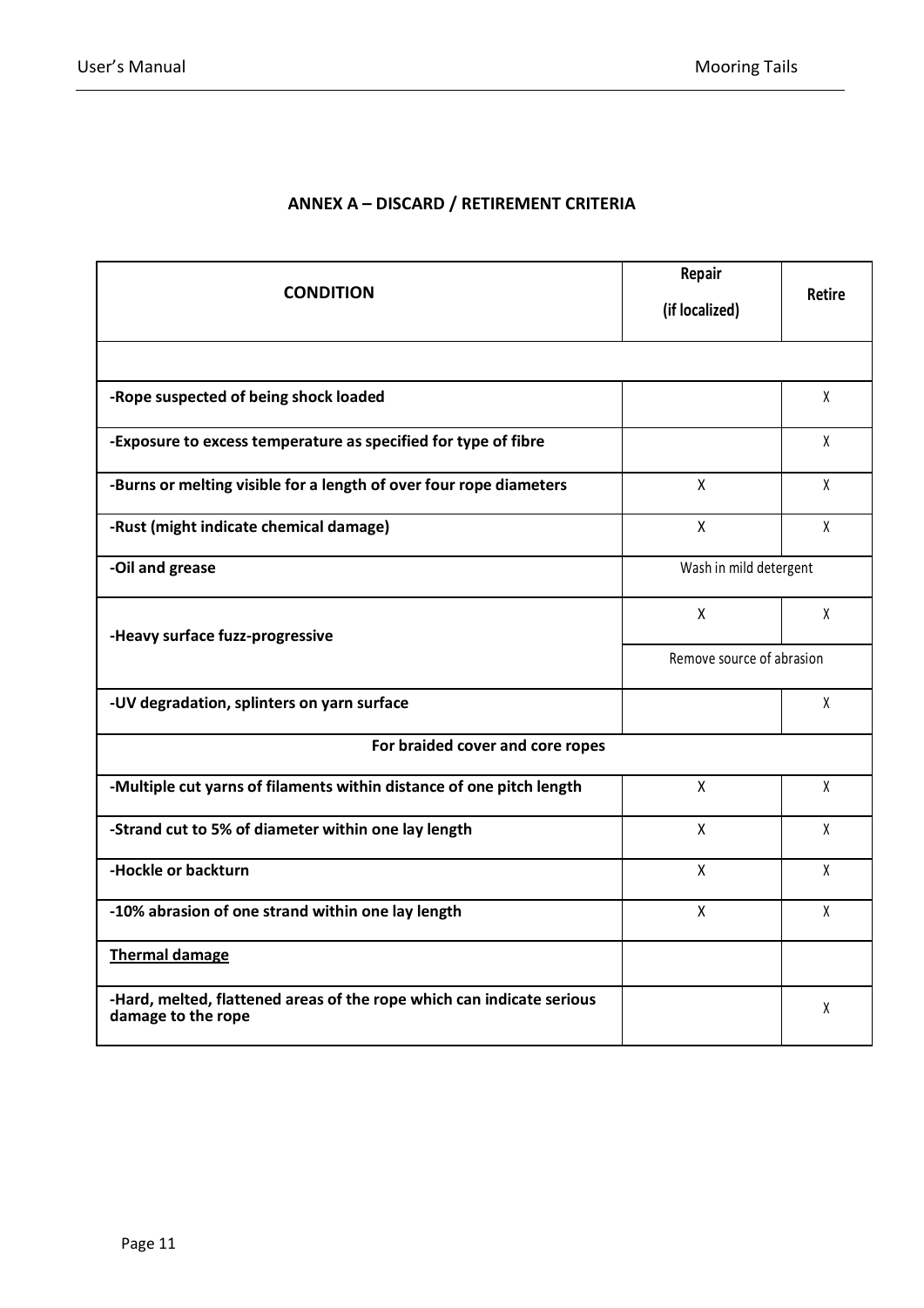## ANNEX A – DISCARD / RETIREMENT CRITERIA

| CONDITION | Repair (if localized) | Retire |
|---|---|---|
| | | |
| **-Rope suspected of being shock loaded** | | X |
| **-Exposure to excess temperature as specified for type of fibre** | | X |
| **-Burns or melting visible for a length of over four rope diameters** | X | X |
| **-Rust (might indicate chemical damage)** | X | X |
| **-Oil and grease** | Wash in mild detergent | |
| **-Heavy surface fuzz-progressive** | X | X |
| | Remove source of abrasion | |
| **-UV degradation, splinters on yarn surface** | | X |
| **For braided cover and core ropes** | | |
| **-Multiple cut yarns of filaments within distance of one pitch length** | X | X |
| **-Strand cut to 5% of diameter within one lay length** | X | X |
| **-Hockle or backturn** | X | X |
| **-10% abrasion of one strand within one lay length** | X | X |
| **Thermal damage** | | |
| **-Hard, melted, flattened areas of the rope which can indicate serious damage to the rope** | | X |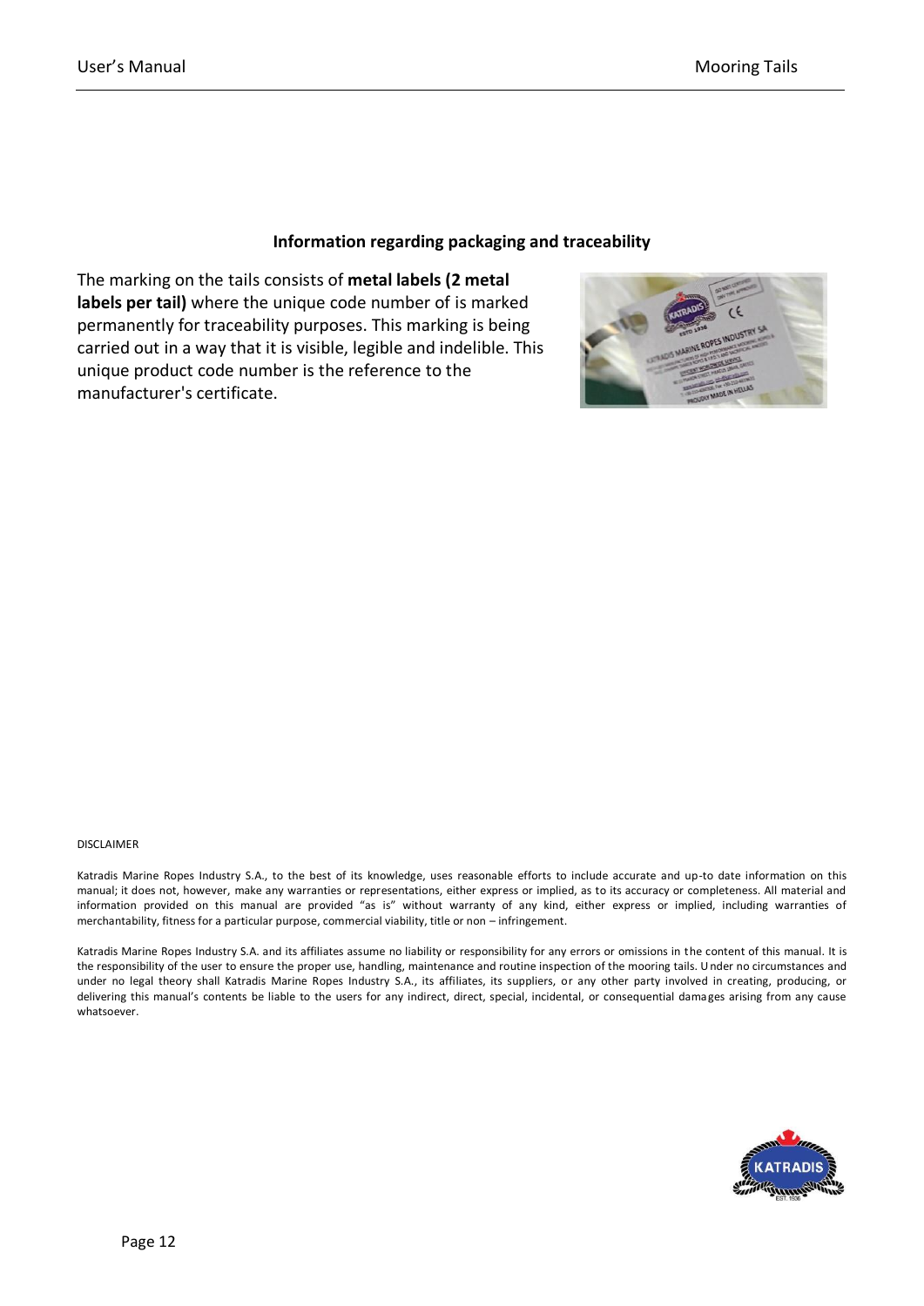### Information regarding packaging and traceability

The marking on the tails consists of **metal labels (2 metal labels per tail)** where the unique code number of is marked permanently for traceability purposes. This marking is being carried out in a way that it is visible, legible and indelible. This unique product code number is the reference to the manufacturer's certificate.

DISCLAIMER

Katradis Marine Ropes Industry S.A., to the best of its knowledge, uses reasonable efforts to include accurate and up-to date information on this manual; it does not, however, make any warranties or representations, either express or implied, as to its accuracy or completeness. All material and information provided on this manual are provided "as is" without warranty of any kind, either express or implied, including warranties of merchantability, fitness for a particular purpose, commercial viability, title or non – infringement.

Katradis Marine Ropes Industry S.A. and its affiliates assume no liability or responsibility for any errors or omissions in the content of this manual. It is the responsibility of the user to ensure the proper use, handling, maintenance and routine inspection of the mooring tails. Under no circumstances and under no legal theory shall Katradis Marine Ropes Industry S.A., its affiliates, its suppliers, or any other party involved in creating, producing, or delivering this manual's contents be liable to the users for any indirect, direct, special, incidental, or consequential damages arising from any cause whatsoever.